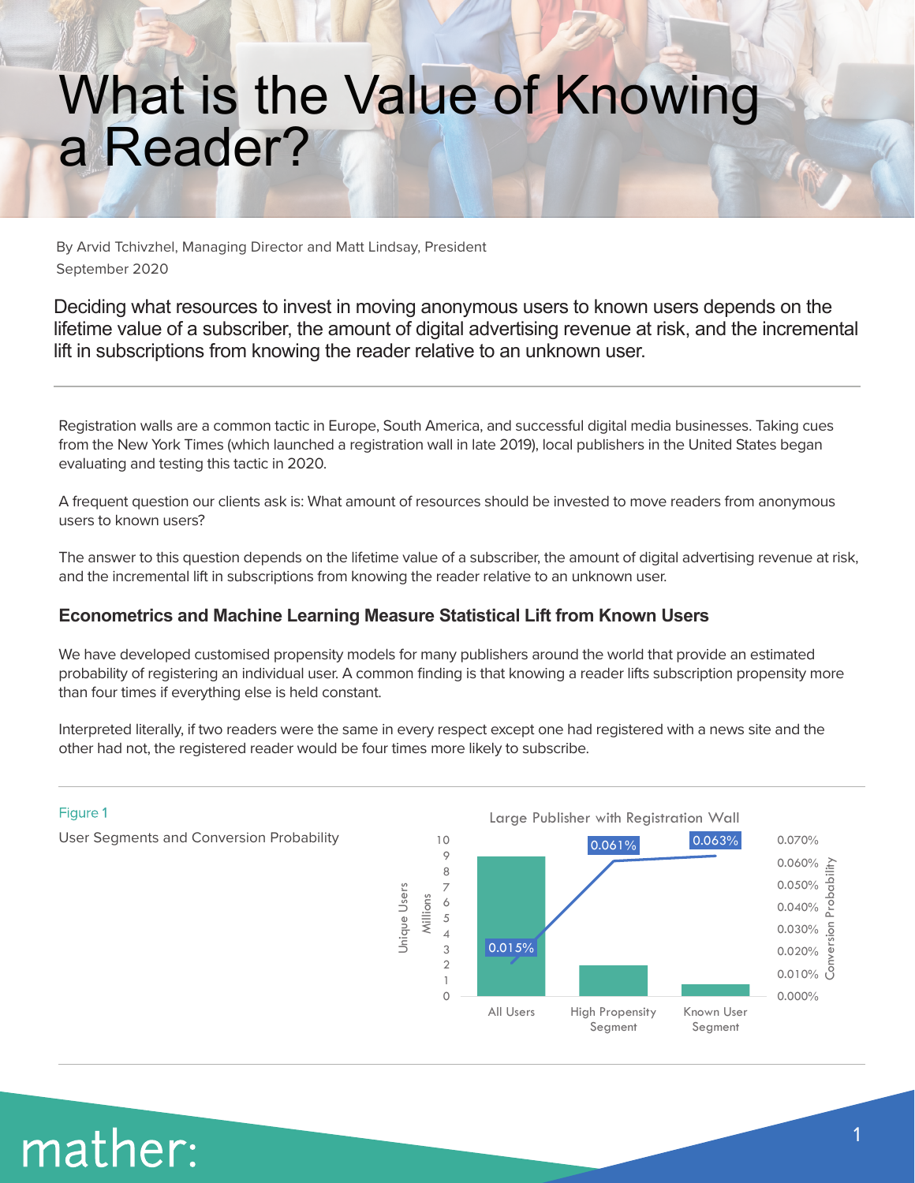# What is the Value of Knowing a Reader?

By Arvid Tchivzhel, Managing Director and Matt Lindsay, President
September 2020

Deciding what resources to invest in moving anonymous users to known users depends on the lifetime value of a subscriber, the amount of digital advertising revenue at risk, and the incremental lift in subscriptions from knowing the reader relative to an unknown user.

---

Registration walls are a common tactic in Europe, South America, and successful digital media businesses. Taking cues from the New York Times (which launched a registration wall in late 2019), local publishers in the United States began evaluating and testing this tactic in 2020.

A frequent question our clients ask is: What amount of resources should be invested to move readers from anonymous users to known users?

The answer to this question depends on the lifetime value of a subscriber, the amount of digital advertising revenue at risk, and the incremental lift in subscriptions from knowing the reader relative to an unknown user.

### Econometrics and Machine Learning Measure Statistical Lift from Known Users

We have developed customised propensity models for many publishers around the world that provide an estimated probability of registering an individual user. A common finding is that knowing a reader lifts subscription propensity more than four times if everything else is held constant.

Interpreted literally, if two readers were the same in every respect except one had registered with a news site and the other had not, the registered reader would be four times more likely to subscribe.

Figure 1

User Segments and Conversion Probability

Large Publisher with Registration Wall

| Segment | Conversion Probability |
| --- | --- |
| All Users | 0.015% |
| High Propensity Segment | 0.061% |
| Known User Segment | 0.063% |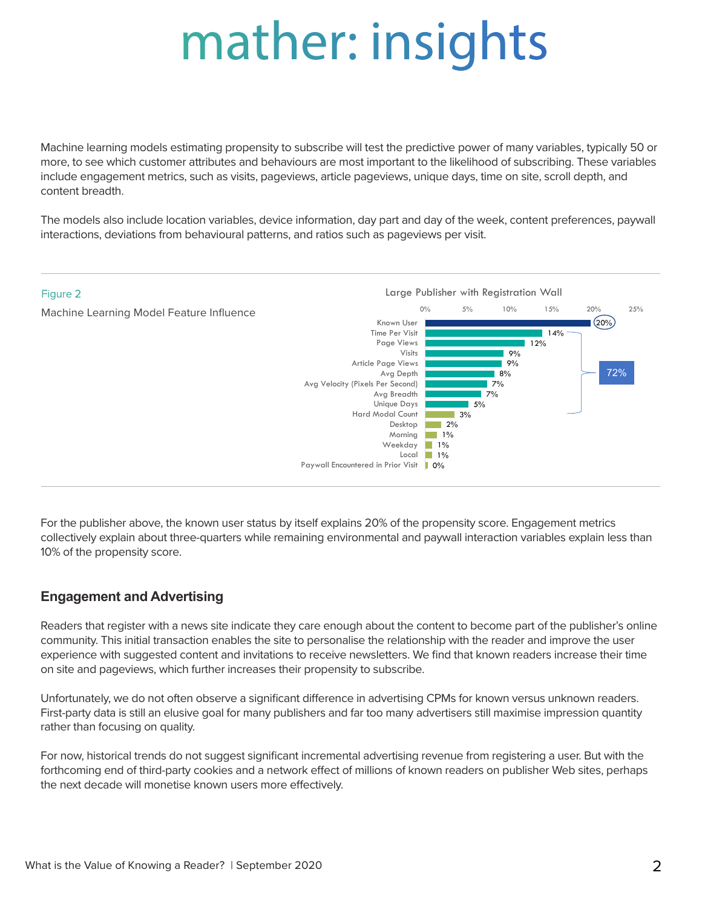Machine learning models estimating propensity to subscribe will test the predictive power of many variables, typically 50 or more, to see which customer attributes and behaviours are most important to the likelihood of subscribing. These variables include engagement metrics, such as visits, pageviews, article pageviews, unique days, time on site, scroll depth, and content breadth.

The models also include location variables, device information, day part and day of the week, content preferences, paywall interactions, deviations from behavioural patterns, and ratios such as pageviews per visit.

Figure 2

Machine Learning Model Feature Influence

Large Publisher with Registration Wall

| Feature | Influence |
| --- | --- |
| Known User | 20% |
| Time Per Visit | 14% |
| Page Views | 12% |
| Visits | 9% |
| Article Page Views | 9% |
| Avg Depth | 8% |
| Avg Velocity (Pixels Per Second) | 7% |
| Avg Breadth | 7% |
| Unique Days | 5% |
| Hard Modal Count | 3% |
| Desktop | 2% |
| Morning | 1% |
| Weekday | 1% |
| Local | 1% |
| Paywall Encountered in Prior Visit | 0% |

72% (Time Per Visit through Unique Days)

For the publisher above, the known user status by itself explains 20% of the propensity score. Engagement metrics collectively explain about three-quarters while remaining environmental and paywall interaction variables explain less than 10% of the propensity score.

## Engagement and Advertising

Readers that register with a news site indicate they care enough about the content to become part of the publisher's online community. This initial transaction enables the site to personalise the relationship with the reader and improve the user experience with suggested content and invitations to receive newsletters. We find that known readers increase their time on site and pageviews, which further increases their propensity to subscribe.

Unfortunately, we do not often observe a significant difference in advertising CPMs for known versus unknown readers. First-party data is still an elusive goal for many publishers and far too many advertisers still maximise impression quantity rather than focusing on quality.

For now, historical trends do not suggest significant incremental advertising revenue from registering a user. But with the forthcoming end of third-party cookies and a network effect of millions of known readers on publisher Web sites, perhaps the next decade will monetise known users more effectively.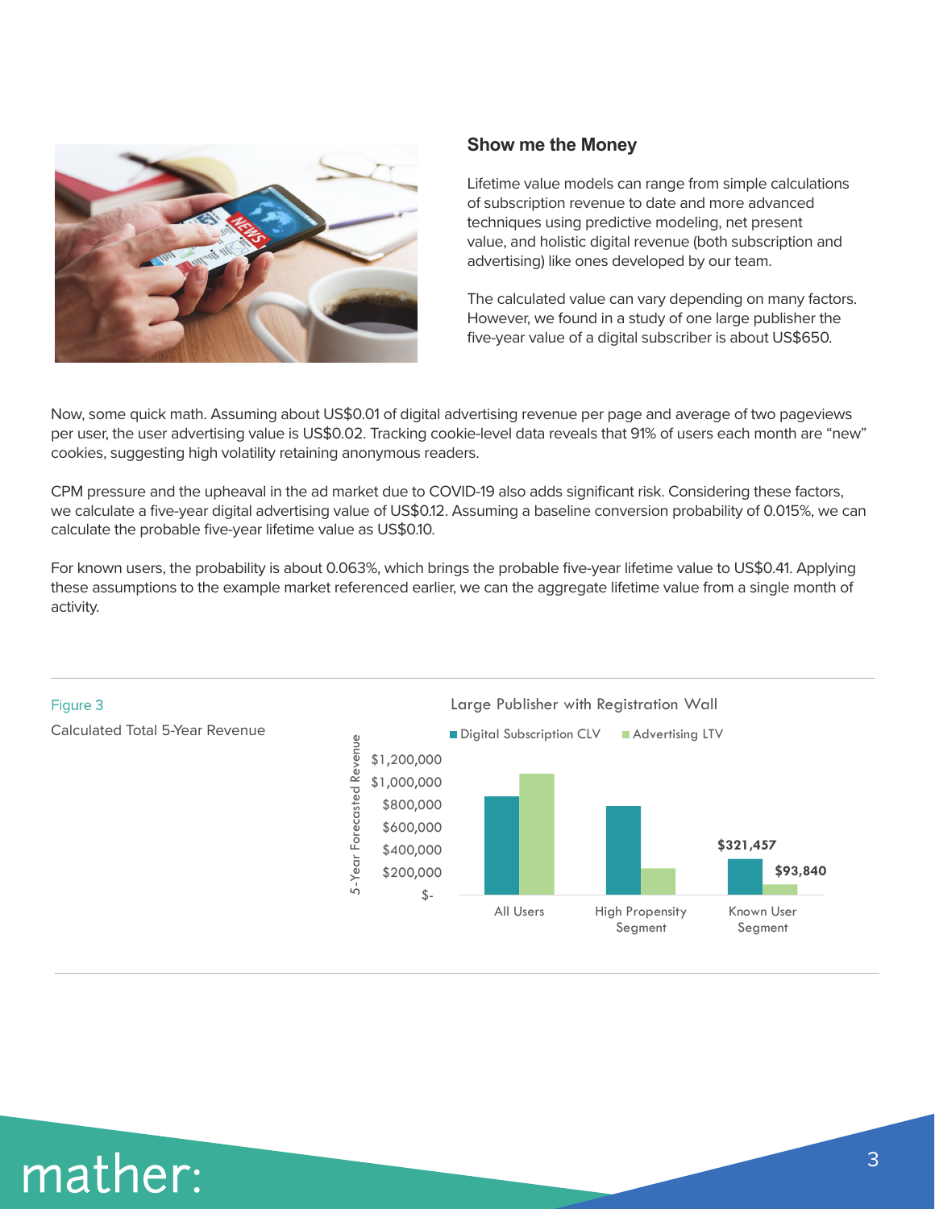## Show me the Money

Lifetime value models can range from simple calculations of subscription revenue to date and more advanced techniques using predictive modeling, net present value, and holistic digital revenue (both subscription and advertising) like ones developed by our team.

The calculated value can vary depending on many factors. However, we found in a study of one large publisher the five-year value of a digital subscriber is about US$650.

Now, some quick math. Assuming about US$0.01 of digital advertising revenue per page and average of two pageviews per user, the user advertising value is US$0.02. Tracking cookie-level data reveals that 91% of users each month are "new" cookies, suggesting high volatility retaining anonymous readers.

CPM pressure and the upheaval in the ad market due to COVID-19 also adds significant risk. Considering these factors, we calculate a five-year digital advertising value of US$0.12. Assuming a baseline conversion probability of 0.015%, we can calculate the probable five-year lifetime value as US$0.10.

For known users, the probability is about 0.063%, which brings the probable five-year lifetime value to US$0.41. Applying these assumptions to the example market referenced earlier, we can the aggregate lifetime value from a single month of activity.

Figure 3

Calculated Total 5-Year Revenue

**Large Publisher with Registration Wall**

| | Digital Subscription CLV | Advertising LTV |
|---|---|---|
| All Users | | |
| High Propensity Segment | | |
| Known User Segment | $321,457 | $93,840 |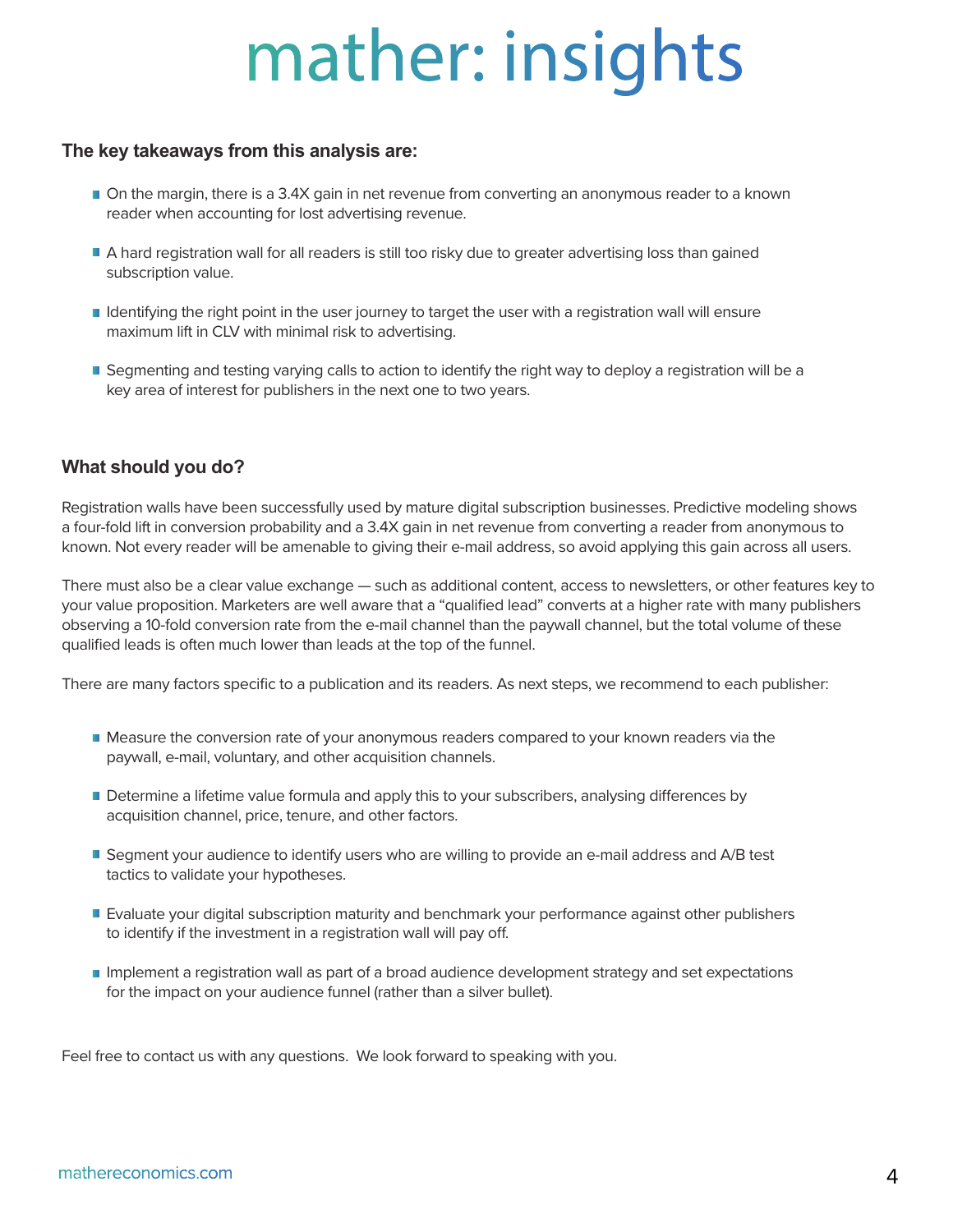### The key takeaways from this analysis are:

- On the margin, there is a 3.4X gain in net revenue from converting an anonymous reader to a known reader when accounting for lost advertising revenue.
- A hard registration wall for all readers is still too risky due to greater advertising loss than gained subscription value.
- Identifying the right point in the user journey to target the user with a registration wall will ensure maximum lift in CLV with minimal risk to advertising.
- Segmenting and testing varying calls to action to identify the right way to deploy a registration will be a key area of interest for publishers in the next one to two years.

### What should you do?

Registration walls have been successfully used by mature digital subscription businesses. Predictive modeling shows a four-fold lift in conversion probability and a 3.4X gain in net revenue from converting a reader from anonymous to known. Not every reader will be amenable to giving their e-mail address, so avoid applying this gain across all users.

There must also be a clear value exchange — such as additional content, access to newsletters, or other features key to your value proposition. Marketers are well aware that a "qualified lead" converts at a higher rate with many publishers observing a 10-fold conversion rate from the e-mail channel than the paywall channel, but the total volume of these qualified leads is often much lower than leads at the top of the funnel.

There are many factors specific to a publication and its readers. As next steps, we recommend to each publisher:

- Measure the conversion rate of your anonymous readers compared to your known readers via the paywall, e-mail, voluntary, and other acquisition channels.
- Determine a lifetime value formula and apply this to your subscribers, analysing differences by acquisition channel, price, tenure, and other factors.
- Segment your audience to identify users who are willing to provide an e-mail address and A/B test tactics to validate your hypotheses.
- Evaluate your digital subscription maturity and benchmark your performance against other publishers to identify if the investment in a registration wall will pay off.
- Implement a registration wall as part of a broad audience development strategy and set expectations for the impact on your audience funnel (rather than a silver bullet).

Feel free to contact us with any questions. We look forward to speaking with you.